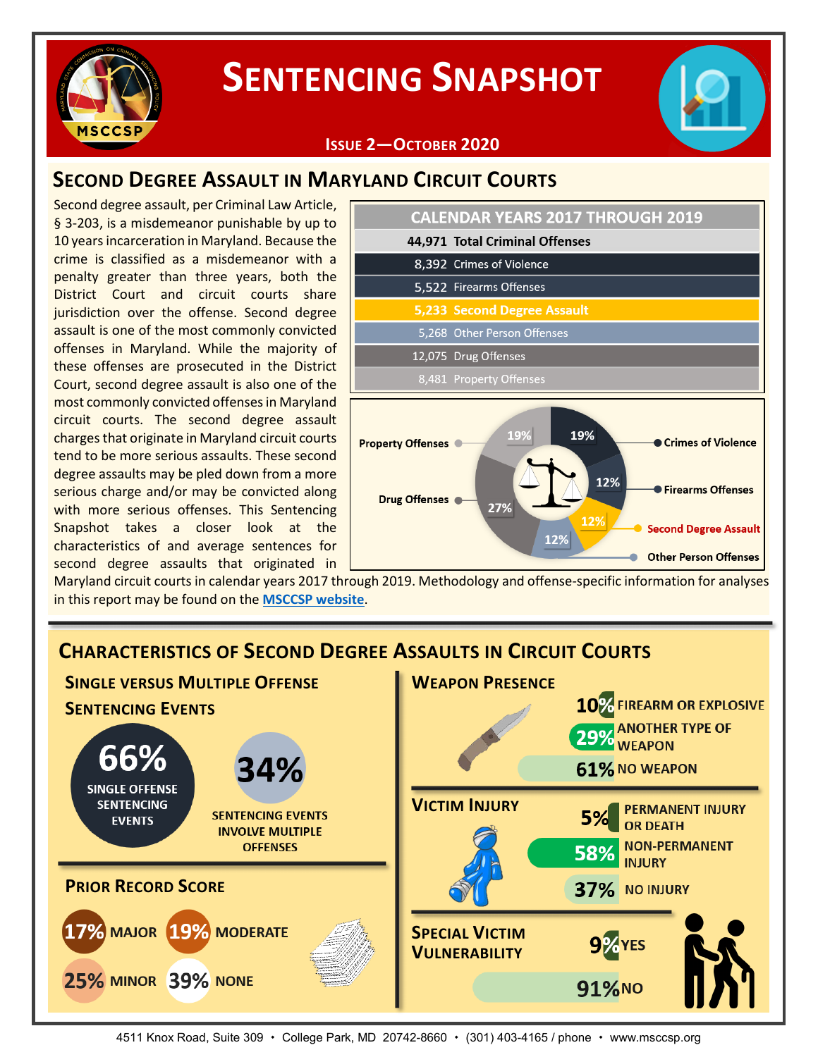# SENTENCING SNAPSHOT

**ISSUE 2—OCTOBER 2020**

## SECOND DEGREE ASSAULT IN MARYLAND CIRCUIT COURTS

Second degree assault, per Criminal Law Article, § 3-203, is a misdemeanor punishable by up to 10 years incarceration in Maryland. Because the crime is classified as a misdemeanor with a penalty greater than three years, both the District Court and circuit courts share jurisdiction over the offense. Second degree assault is one of the most commonly convicted offenses in Maryland. While the majority of these offenses are prosecuted in the District Court, second degree assault is also one of the most commonly convicted offenses in Maryland circuit courts. The second degree assault charges that originate in Maryland circuit courts tend to be more serious assaults. These second degree assaults may be pled down from a more serious charge and/or may be convicted along with more serious offenses. This Sentencing Snapshot takes a closer look at the characteristics of and average sentences for second degree assaults that originated in Maryland circuit courts in calendar years 2017 through 2019. Methodology and offense-specific information for analyses in this report may be found on the [MSCCSP website](https://www.msccsp.org).

| CALENDAR YEARS 2017 THROUGH 2019 | |
|---|---|
| **44,971** | **Total Criminal Offenses** |
| 8,392 | Crimes of Violence |
| 5,522 | Firearms Offenses |
| **5,233** | **Second Degree Assault** |
| 5,268 | Other Person Offenses |
| 12,075 | Drug Offenses |
| 8,481 | Property Offenses |

| Offense Type | Percent |
|---|---|
| Crimes of Violence | 19% |
| Firearms Offenses | 12% |
| Second Degree Assault | 12% |
| Other Person Offenses | 12% |
| Drug Offenses | 27% |
| Property Offenses | 19% |

## CHARACTERISTICS OF SECOND DEGREE ASSAULTS IN CIRCUIT COURTS

### SINGLE VERSUS MULTIPLE OFFENSE SENTENCING EVENTS

- **66%** SINGLE OFFENSE SENTENCING EVENTS
- **34%** SENTENCING EVENTS INVOLVE MULTIPLE OFFENSES

### PRIOR RECORD SCORE

- **17%** MAJOR
- **19%** MODERATE
- **25%** MINOR
- **39%** NONE

### WEAPON PRESENCE

- **10%** FIREARM OR EXPLOSIVE
- **29%** ANOTHER TYPE OF WEAPON
- **61%** NO WEAPON

### VICTIM INJURY

- **5%** PERMANENT INJURY OR DEATH
- **58%** NON-PERMANENT INJURY
- **37%** NO INJURY

### SPECIAL VICTIM VULNERABILITY

- **9%** YES
- **91%** NO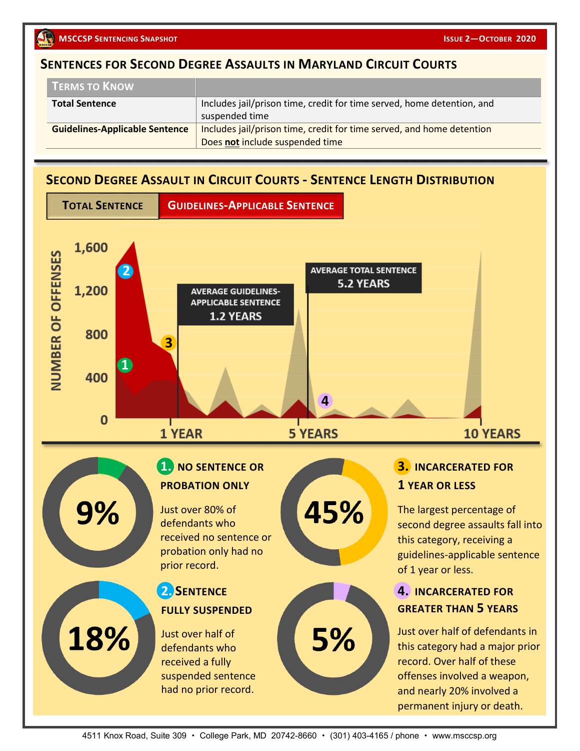## Sentences for Second Degree Assaults in Maryland Circuit Courts

| Terms to Know | |
|---|---|
| **Total Sentence** | Includes jail/prison time, credit for time served, home detention, and suspended time |
| **Guidelines-Applicable Sentence** | Includes jail/prison time, credit for time served, and home detention<br>Does **not** include suspended time |

## Second Degree Assault in Circuit Courts - Sentence Length Distribution

Total Sentence

Guidelines-Applicable Sentence

Number of Offenses

1,600

1,200

800

400

0

1 Year

5 Years

10 Years

Average Guidelines-Applicable Sentence 1.2 Years

Average Total Sentence 5.2 Years

### 1. No Sentence or Probation Only

9%

Just over 80% of defendants who received no sentence or probation only had no prior record.

### 2. Sentence Fully Suspended

18%

Just over half of defendants who received a fully suspended sentence had no prior record.

### 3. Incarcerated for 1 Year or Less

45%

The largest percentage of second degree assaults fall into this category, receiving a guidelines-applicable sentence of 1 year or less.

### 4. Incarcerated for Greater Than 5 Years

5%

Just over half of defendants in this category had a major prior record. Over half of these offenses involved a weapon, and nearly 20% involved a permanent injury or death.

4511 Knox Road, Suite 309 • College Park, MD 20742-8660 • (301) 403-4165 / phone • www.msccsp.org